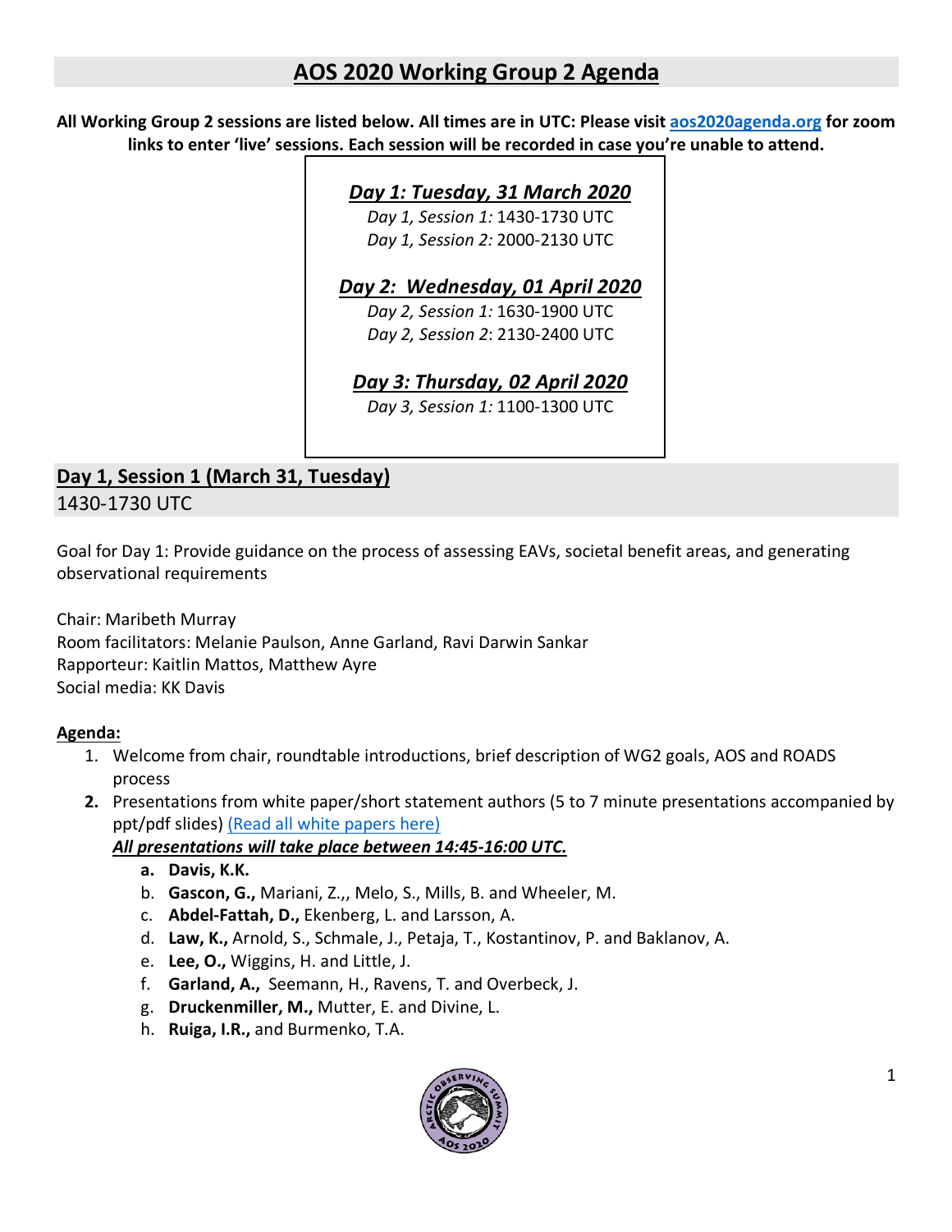# AOS 2020 Working Group 2 Agenda

**All Working Group 2 sessions are listed below. All times are in UTC: Please visit [aos2020agenda.org](aos2020agenda.org) for zoom links to enter 'live' sessions. Each session will be recorded in case you're unable to attend.**

***Day 1: Tuesday, 31 March 2020***

*Day 1, Session 1:* 1430-1730 UTC

*Day 1, Session 2:* 2000-2130 UTC

***Day 2: Wednesday, 01 April 2020***

*Day 2, Session 1:* 1630-1900 UTC

*Day 2, Session 2*: 2130-2400 UTC

***Day 3: Thursday, 02 April 2020***

*Day 3, Session 1:* 1100-1300 UTC

## Day 1, Session 1 (March 31, Tuesday)

1430-1730 UTC

Goal for Day 1: Provide guidance on the process of assessing EAVs, societal benefit areas, and generating observational requirements

Chair: Maribeth Murray

Room facilitators: Melanie Paulson, Anne Garland, Ravi Darwin Sankar

Rapporteur: Kaitlin Mattos, Matthew Ayre

Social media: KK Davis

**Agenda:**

1. Welcome from chair, roundtable introductions, brief description of WG2 goals, AOS and ROADS process
2. Presentations from white paper/short statement authors (5 to 7 minute presentations accompanied by ppt/pdf slides) (Read all white papers here)

   ***All presentations will take place between 14:45-16:00 UTC.***

   a. **Davis, K.K.**
   b. **Gascon, G.,** Mariani, Z.,, Melo, S., Mills, B. and Wheeler, M.
   c. **Abdel-Fattah, D.,** Ekenberg, L. and Larsson, A.
   d. **Law, K.,** Arnold, S., Schmale, J., Petaja, T., Kostantinov, P. and Baklanov, A.
   e. **Lee, O.,** Wiggins, H. and Little, J.
   f. **Garland, A.,** Seemann, H., Ravens, T. and Overbeck, J.
   g. **Druckenmiller, M.,** Mutter, E. and Divine, L.
   h. **Ruiga, I.R.,** and Burmenko, T.A.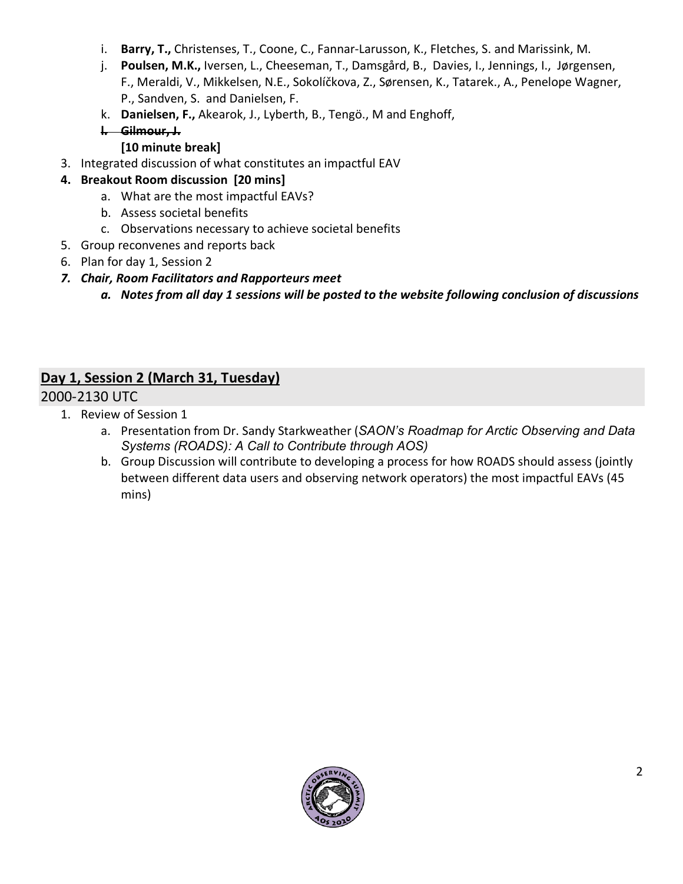i. **Barry, T.,** Christenses, T., Coone, C., Fannar-Larusson, K., Fletches, S. and Marissink, M.
   j. **Poulsen, M.K.,** Iversen, L., Cheeseman, T., Damsgård, B., Davies, I., Jennings, I., Jørgensen, F., Meraldi, V., Mikkelsen, N.E., Sokolíčkova, Z., Sørensen, K., Tatarek., A., Penelope Wagner, P., Sandven, S. and Danielsen, F.
   k. **Danielsen, F.,** Akearok, J., Lyberth, B., Tengö., M and Enghoff,
   l. ~~**Gilmour, J.**~~

   **[10 minute break]**

3. Integrated discussion of what constitutes an impactful EAV
4. **Breakout Room discussion [20 mins]**
   a. What are the most impactful EAVs?
   b. Assess societal benefits
   c. Observations necessary to achieve societal benefits
5. Group reconvenes and reports back
6. Plan for day 1, Session 2
7. ***Chair, Room Facilitators and Rapporteurs meet***
   a. ***Notes from all day 1 sessions will be posted to the website following conclusion of discussions***

## Day 1, Session 2 (March 31, Tuesday)

2000-2130 UTC

1. Review of Session 1
   a. Presentation from Dr. Sandy Starkweather (*SAON's Roadmap for Arctic Observing and Data Systems (ROADS): A Call to Contribute through AOS)*
   b. Group Discussion will contribute to developing a process for how ROADS should assess (jointly between different data users and observing network operators) the most impactful EAVs (45 mins)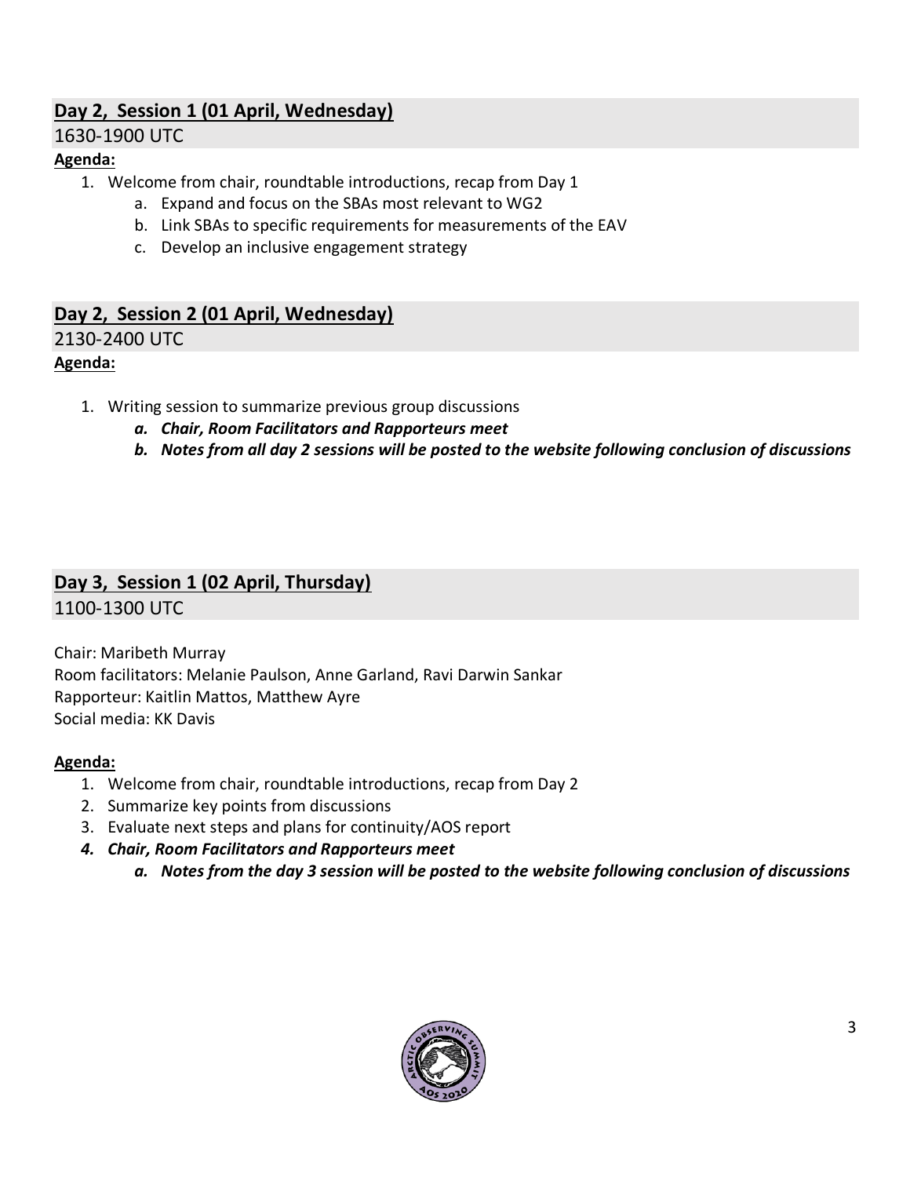## **Day 2, Session 1 (01 April, Wednesday)**

1630-1900 UTC

**Agenda:**

1. Welcome from chair, roundtable introductions, recap from Day 1
   a. Expand and focus on the SBAs most relevant to WG2
   b. Link SBAs to specific requirements for measurements of the EAV
   c. Develop an inclusive engagement strategy

## **Day 2, Session 2 (01 April, Wednesday)**

2130-2400 UTC

**Agenda:**

1. Writing session to summarize previous group discussions
   a. ***Chair, Room Facilitators and Rapporteurs meet***
   b. ***Notes from all day 2 sessions will be posted to the website following conclusion of discussions***

## **Day 3, Session 1 (02 April, Thursday)**

1100-1300 UTC

Chair: Maribeth Murray
Room facilitators: Melanie Paulson, Anne Garland, Ravi Darwin Sankar
Rapporteur: Kaitlin Mattos, Matthew Ayre
Social media: KK Davis

**Agenda:**

1. Welcome from chair, roundtable introductions, recap from Day 2
2. Summarize key points from discussions
3. Evaluate next steps and plans for continuity/AOS report
4. ***Chair, Room Facilitators and Rapporteurs meet***
   a. ***Notes from the day 3 session will be posted to the website following conclusion of discussions***